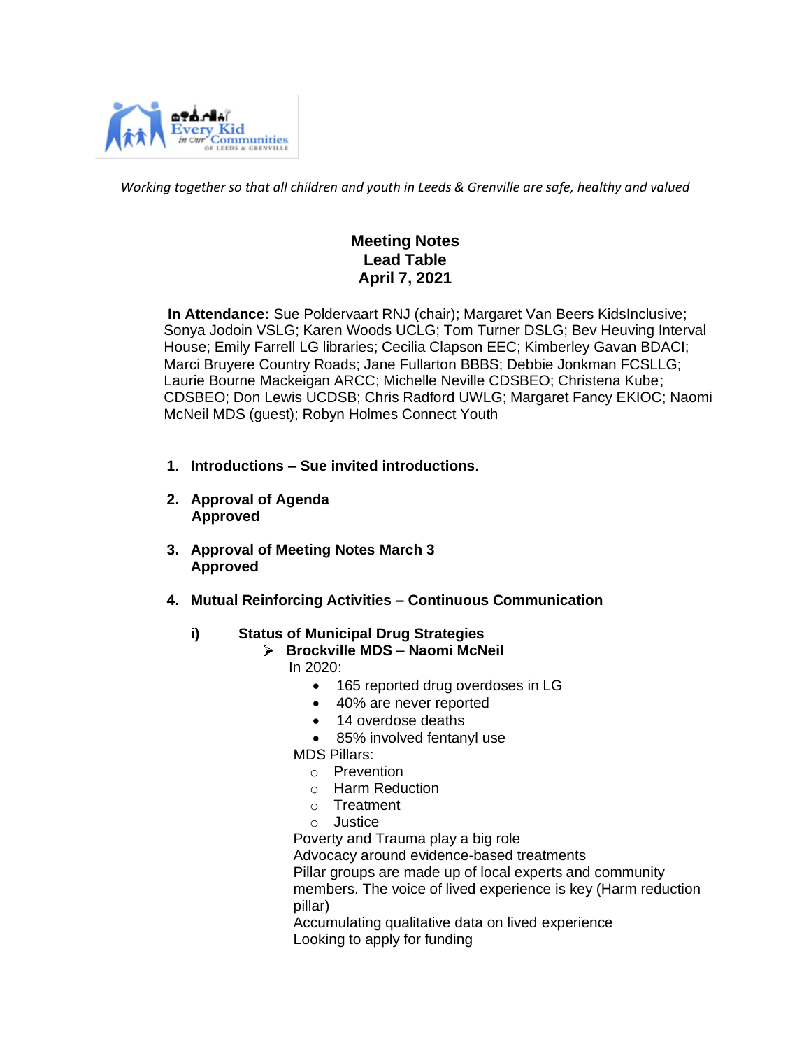*Working together so that all children and youth in Leeds & Grenville are safe, healthy and valued*

# Meeting Notes
## Lead Table
## April 7, 2021

**In Attendance:** Sue Poldervaart RNJ (chair); Margaret Van Beers KidsInclusive; Sonya Jodoin VSLG; Karen Woods UCLG; Tom Turner DSLG; Bev Heuving Interval House; Emily Farrell LG libraries; Cecilia Clapson EEC; Kimberley Gavan BDACI; Marci Bruyere Country Roads; Jane Fullarton BBBS; Debbie Jonkman FCSLLG; Laurie Bourne Mackeigan ARCC; Michelle Neville CDSBEO; Christena Kube; CDSBEO; Don Lewis UCDSB; Chris Radford UWLG; Margaret Fancy EKIOC; Naomi McNeil MDS (guest); Robyn Holmes Connect Youth

1. **Introductions – Sue invited introductions.**

2. **Approval of Agenda**
   **Approved**

3. **Approval of Meeting Notes March 3**
   **Approved**

4. **Mutual Reinforcing Activities – Continuous Communication**

   **i) Status of Municipal Drug Strategies**

   - **Brockville MDS – Naomi McNeil**

     In 2020:
     - 165 reported drug overdoses in LG
     - 40% are never reported
     - 14 overdose deaths
     - 85% involved fentanyl use

     MDS Pillars:
     - Prevention
     - Harm Reduction
     - Treatment
     - Justice

     Poverty and Trauma play a big role
     Advocacy around evidence-based treatments
     Pillar groups are made up of local experts and community members. The voice of lived experience is key (Harm reduction pillar)
     Accumulating qualitative data on lived experience
     Looking to apply for funding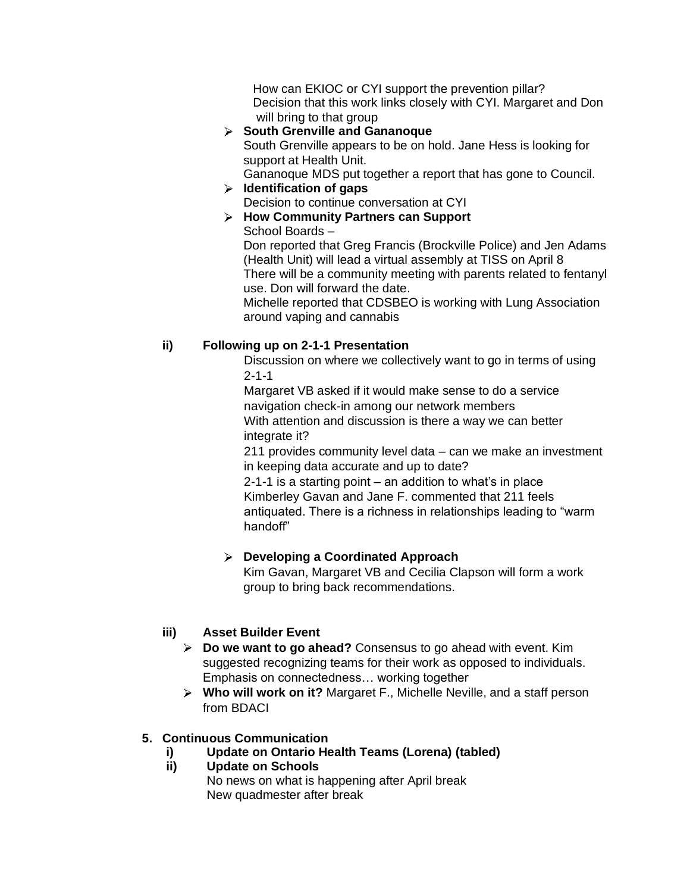How can EKIOC or CYI support the prevention pillar?
Decision that this work links closely with CYI. Margaret and Don will bring to that group

- **South Grenville and Gananoque**
  South Grenville appears to be on hold. Jane Hess is looking for support at Health Unit.
  Gananoque MDS put together a report that has gone to Council.
- **Identification of gaps**
  Decision to continue conversation at CYI
- **How Community Partners can Support**
  School Boards –
  Don reported that Greg Francis (Brockville Police) and Jen Adams (Health Unit) will lead a virtual assembly at TISS on April 8
  There will be a community meeting with parents related to fentanyl use. Don will forward the date.
  Michelle reported that CDSBEO is working with Lung Association around vaping and cannabis

**ii) Following up on 2-1-1 Presentation**

Discussion on where we collectively want to go in terms of using 2-1-1
Margaret VB asked if it would make sense to do a service navigation check-in among our network members
With attention and discussion is there a way we can better integrate it?
211 provides community level data – can we make an investment in keeping data accurate and up to date?
2-1-1 is a starting point – an addition to what's in place
Kimberley Gavan and Jane F. commented that 211 feels antiquated. There is a richness in relationships leading to "warm handoff"

- **Developing a Coordinated Approach**
  Kim Gavan, Margaret VB and Cecilia Clapson will form a work group to bring back recommendations.

**iii) Asset Builder Event**

- **Do we want to go ahead?** Consensus to go ahead with event. Kim suggested recognizing teams for their work as opposed to individuals. Emphasis on connectedness… working together
- **Who will work on it?** Margaret F., Michelle Neville, and a staff person from BDACI

**5. Continuous Communication**

**i) Update on Ontario Health Teams (Lorena) (tabled)**

**ii) Update on Schools**

No news on what is happening after April break
New quadmester after break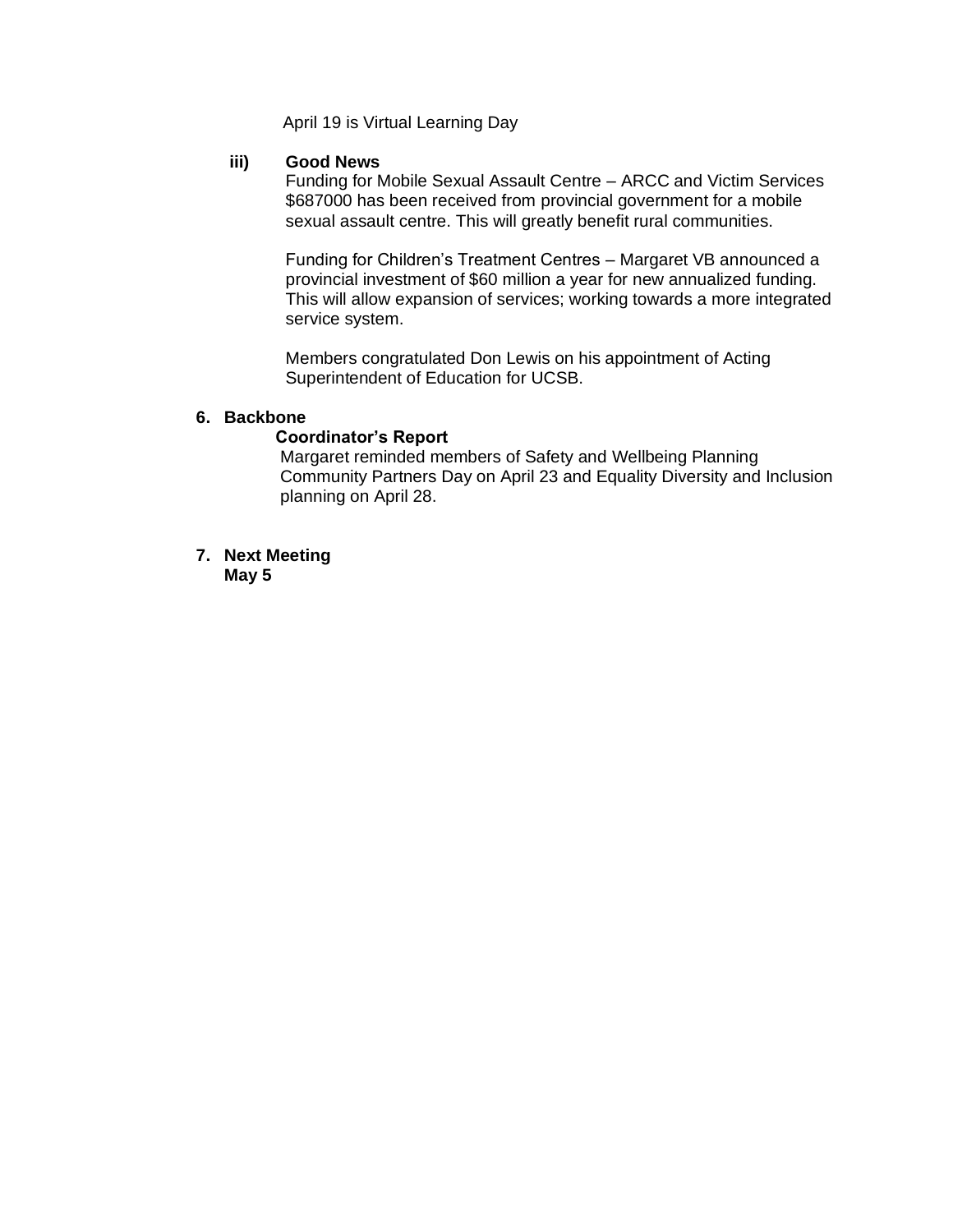April 19 is Virtual Learning Day

**iii) Good News**

Funding for Mobile Sexual Assault Centre – ARCC and Victim Services $687000 has been received from provincial government for a mobile sexual assault centre. This will greatly benefit rural communities.

Funding for Children's Treatment Centres – Margaret VB announced a provincial investment of $60 million a year for new annualized funding. This will allow expansion of services; working towards a more integrated service system.

Members congratulated Don Lewis on his appointment of Acting Superintendent of Education for UCSB.

**6. Backbone**

**Coordinator's Report**

Margaret reminded members of Safety and Wellbeing Planning Community Partners Day on April 23 and Equality Diversity and Inclusion planning on April 28.

**7. Next Meeting**
**May 5**